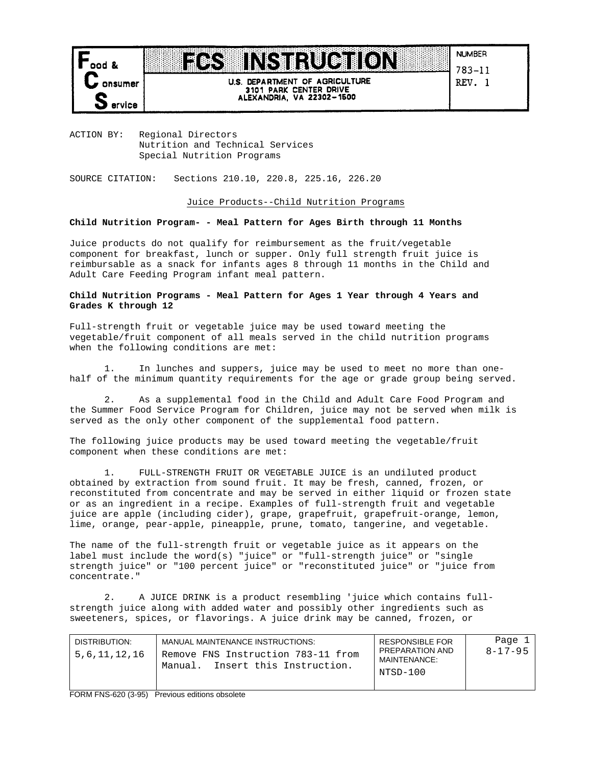# FCS INSTRUCTION

**Food & Consumer Service**

U.S. DEPARTMENT OF AGRICULTURE
3101 PARK CENTER DRIVE
ALEXANDRIA, VA 22302-1500

NUMBER
783-11
REV. 1

ACTION BY: Regional Directors
Nutrition and Technical Services
Special Nutrition Programs

SOURCE CITATION: Sections 210.10, 220.8, 225.16, 226.20

Juice Products--Child Nutrition Programs

**Child Nutrition Program- - Meal Pattern for Ages Birth through 11 Months**

Juice products do not qualify for reimbursement as the fruit/vegetable component for breakfast, lunch or supper. Only full strength fruit juice is reimbursable as a snack for infants ages 8 through 11 months in the Child and Adult Care Feeding Program infant meal pattern.

**Child Nutrition Programs - Meal Pattern for Ages 1 Year through 4 Years and Grades K through 12**

Full-strength fruit or vegetable juice may be used toward meeting the vegetable/fruit component of all meals served in the child nutrition programs when the following conditions are met:

1. In lunches and suppers, juice may be used to meet no more than one-half of the minimum quantity requirements for the age or grade group being served.

2. As a supplemental food in the Child and Adult Care Food Program and the Summer Food Service Program for Children, juice may not be served when milk is served as the only other component of the supplemental food pattern.

The following juice products may be used toward meeting the vegetable/fruit component when these conditions are met:

1. FULL-STRENGTH FRUIT OR VEGETABLE JUICE is an undiluted product obtained by extraction from sound fruit. It may be fresh, canned, frozen, or reconstituted from concentrate and may be served in either liquid or frozen state or as an ingredient in a recipe. Examples of full-strength fruit and vegetable juice are apple (including cider), grape, grapefruit, grapefruit-orange, lemon, lime, orange, pear-apple, pineapple, prune, tomato, tangerine, and vegetable.

The name of the full-strength fruit or vegetable juice as it appears on the label must include the word(s) "juice" or "full-strength juice" or "single strength juice" or "100 percent juice" or "reconstituted juice" or "juice from concentrate."

2. A JUICE DRINK is a product resembling 'juice which contains full-strength juice along with added water and possibly other ingredients such as sweeteners, spices, or flavorings. A juice drink may be canned, frozen, or

| DISTRIBUTION: | MANUAL MAINTENANCE INSTRUCTIONS: | RESPONSIBLE FOR PREPARATION AND MAINTENANCE: | Page 1 |
|---|---|---|---|
| 5,6,11,12,16 | Remove FNS Instruction 783-11 from Manual. Insert this Instruction. | NTSD-100 | 8-17-95 |

FORM FNS-620 (3-95) Previous editions obsolete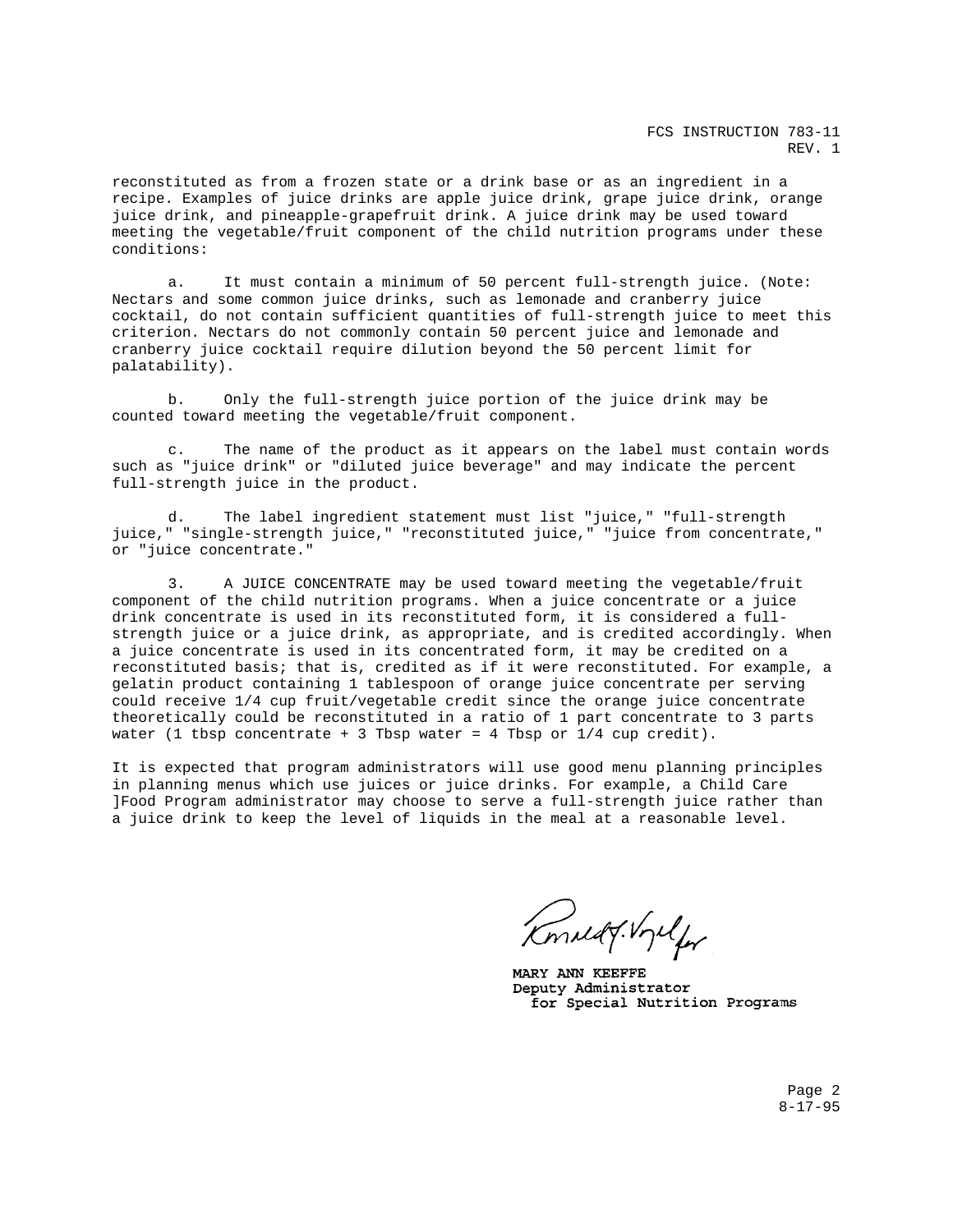reconstituted as from a frozen state or a drink base or as an ingredient in a recipe. Examples of juice drinks are apple juice drink, grape juice drink, orange juice drink, and pineapple-grapefruit drink. A juice drink may be used toward meeting the vegetable/fruit component of the child nutrition programs under these conditions:

a. It must contain a minimum of 50 percent full-strength juice. (Note: Nectars and some common juice drinks, such as lemonade and cranberry juice cocktail, do not contain sufficient quantities of full-strength juice to meet this criterion. Nectars do not commonly contain 50 percent juice and lemonade and cranberry juice cocktail require dilution beyond the 50 percent limit for palatability).

b. Only the full-strength juice portion of the juice drink may be counted toward meeting the vegetable/fruit component.

c. The name of the product as it appears on the label must contain words such as "juice drink" or "diluted juice beverage" and may indicate the percent full-strength juice in the product.

d. The label ingredient statement must list "juice," "full-strength juice," "single-strength juice," "reconstituted juice," "juice from concentrate," or "juice concentrate."

3. A JUICE CONCENTRATE may be used toward meeting the vegetable/fruit component of the child nutrition programs. When a juice concentrate or a juice drink concentrate is used in its reconstituted form, it is considered a full-strength juice or a juice drink, as appropriate, and is credited accordingly. When a juice concentrate is used in its concentrated form, it may be credited on a reconstituted basis; that is, credited as if it were reconstituted. For example, a gelatin product containing 1 tablespoon of orange juice concentrate per serving could receive 1/4 cup fruit/vegetable credit since the orange juice concentrate theoretically could be reconstituted in a ratio of 1 part concentrate to 3 parts water (1 tbsp concentrate + 3 Tbsp water = 4 Tbsp or 1/4 cup credit).

It is expected that program administrators will use good menu planning principles in planning menus which use juices or juice drinks. For example, a Child Care ]Food Program administrator may choose to serve a full-strength juice rather than a juice drink to keep the level of liquids in the meal at a reasonable level.

Ronald J. Vogel for

**MARY ANN KEEFFE**
**Deputy Administrator**
**for Special Nutrition Programs**

8-17-95